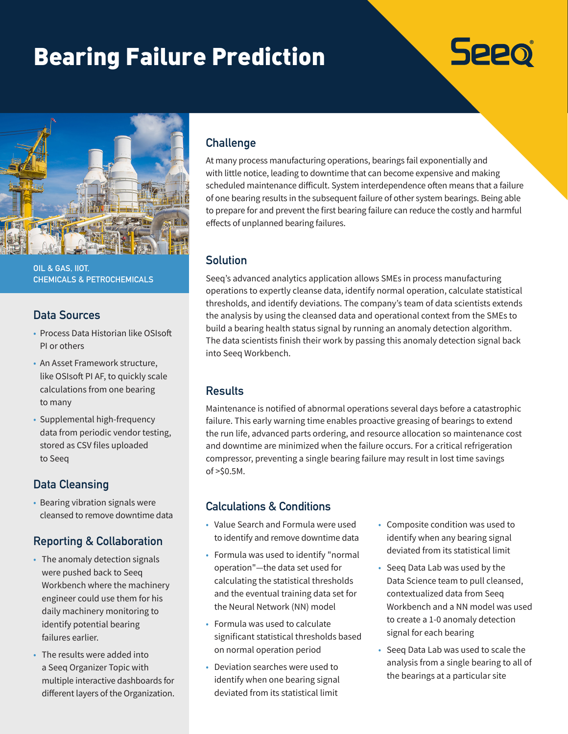# Bearing Failure Prediction

Seeq

OIL & GAS, IIOT, CHEMICALS & PETROCHEMICALS

## Data Sources

- Process Data Historian like OSIsoft PI or others
- An Asset Framework structure, like OSIsoft PI AF, to quickly scale calculations from one bearing to many
- Supplemental high-frequency data from periodic vendor testing, stored as CSV files uploaded to Seeq

## Data Cleansing

- Bearing vibration signals were cleansed to remove downtime data

## Reporting & Collaboration

- The anomaly detection signals were pushed back to Seeq Workbench where the machinery engineer could use them for his daily machinery monitoring to identify potential bearing failures earlier.
- The results were added into a Seeq Organizer Topic with multiple interactive dashboards for different layers of the Organization.

## Challenge

At many process manufacturing operations, bearings fail exponentially and with little notice, leading to downtime that can become expensive and making scheduled maintenance difficult. System interdependence often means that a failure of one bearing results in the subsequent failure of other system bearings. Being able to prepare for and prevent the first bearing failure can reduce the costly and harmful effects of unplanned bearing failures.

## Solution

Seeq's advanced analytics application allows SMEs in process manufacturing operations to expertly cleanse data, identify normal operation, calculate statistical thresholds, and identify deviations. The company's team of data scientists extends the analysis by using the cleansed data and operational context from the SMEs to build a bearing health status signal by running an anomaly detection algorithm. The data scientists finish their work by passing this anomaly detection signal back into Seeq Workbench.

## Results

Maintenance is notified of abnormal operations several days before a catastrophic failure. This early warning time enables proactive greasing of bearings to extend the run life, advanced parts ordering, and resource allocation so maintenance cost and downtime are minimized when the failure occurs. For a critical refrigeration compressor, preventing a single bearing failure may result in lost time savings of >$0.5M.

## Calculations & Conditions

- Value Search and Formula were used to identify and remove downtime data
- Formula was used to identify "normal operation"—the data set used for calculating the statistical thresholds and the eventual training data set for the Neural Network (NN) model
- Formula was used to calculate significant statistical thresholds based on normal operation period
- Deviation searches were used to identify when one bearing signal deviated from its statistical limit
- Composite condition was used to identify when any bearing signal deviated from its statistical limit
- Seeq Data Lab was used by the Data Science team to pull cleansed, contextualized data from Seeq Workbench and a NN model was used to create a 1-0 anomaly detection signal for each bearing
- Seeq Data Lab was used to scale the analysis from a single bearing to all of the bearings at a particular site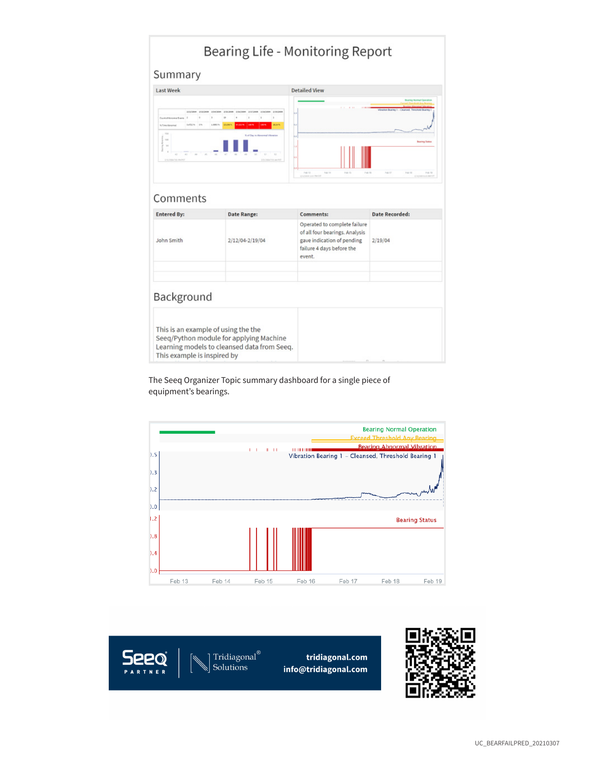# Bearing Life - Monitoring Report

## Summary

Last Week

Detailed View

## Comments

| Entered By: | Date Range: | Comments: | Date Recorded: |
|---|---|---|---|
| John Smith | 2/12/04-2/19/04 | Operated to complete failure of all four bearings. Analysis gave indication of pending failure 4 days before the event. | 2/19/04 |
| | | | |
| | | | |

## Background

This is an example of using the the Seeq/Python module for applying Machine Learning models to cleansed data from Seeq. This example is inspired by

The Seeq Organizer Topic summary dashboard for a single piece of equipment's bearings.

Bearing Normal Operation

Exceed Threshold Any Bearing

Bearing Abnormal Vibration

Vibration Bearing 1 – Cleansed, Threshold Bearing 1

Bearing Status

Feb 13 Feb 14 Feb 15 Feb 16 Feb 17 Feb 18 Feb 19

Seeq PARTNER | Tridiagonal® Solutions

**tridiagonal.com**
**info@tridiagonal.com**

UC_BEARFAILPRED_20210307